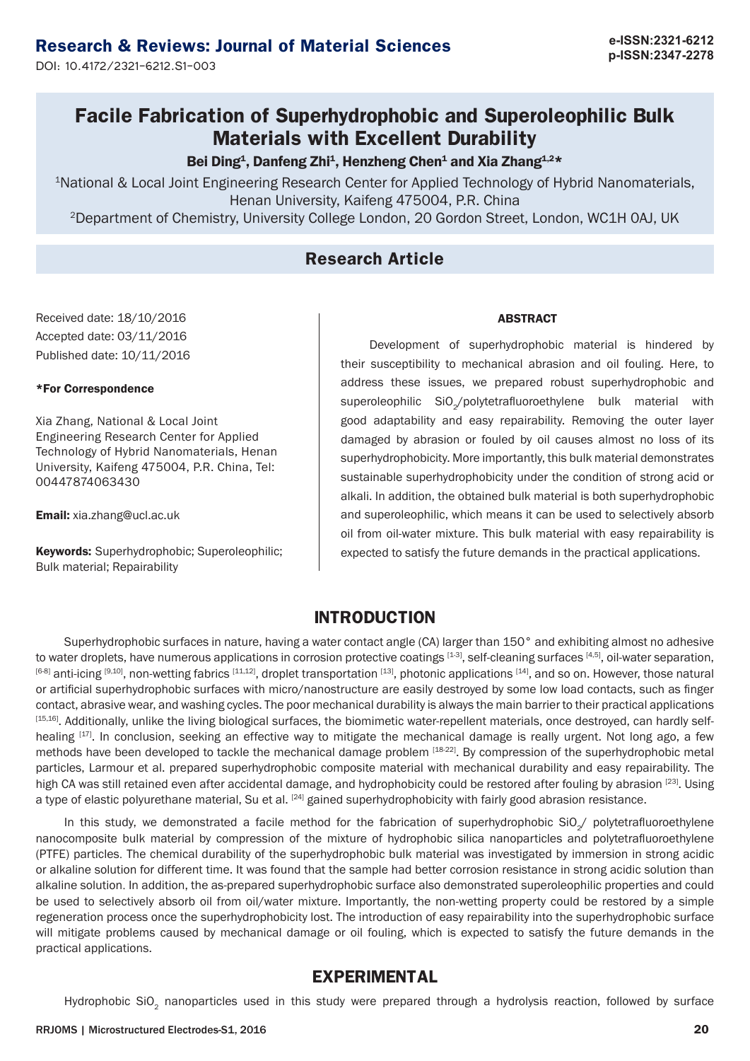# Facile Fabrication of Superhydrophobic and Superoleophilic Bulk Materials with Excellent Durability

**Bei Ding[1], Danfeng Zhi[1], Henzheng Chen[1] and Xia Zhang[1,2]***

[1]National & Local Joint Engineering Research Center for Applied Technology of Hybrid Nanomaterials, Henan University, Kaifeng 475004, P.R. China

[2]Department of Chemistry, University College London, 20 Gordon Street, London, WC1H 0AJ, UK

## Research Article

Received date: 18/10/2016

Accepted date: 03/11/2016

Published date: 10/11/2016

**\*For Correspondence**

Xia Zhang, National & Local Joint Engineering Research Center for Applied Technology of Hybrid Nanomaterials, Henan University, Kaifeng 475004, P.R. China, Tel: 00447874063430

**Email:** xia.zhang@ucl.ac.uk

**Keywords:** Superhydrophobic; Superoleophilic; Bulk material; Repairability

### ABSTRACT

Development of superhydrophobic material is hindered by their susceptibility to mechanical abrasion and oil fouling. Here, to address these issues, we prepared robust superhydrophobic and superoleophilic $SiO_2$/polytetrafluoroethylene bulk material with good adaptability and easy repairability. Removing the outer layer damaged by abrasion or fouled by oil causes almost no loss of its superhydrophobicity. More importantly, this bulk material demonstrates sustainable superhydrophobicity under the condition of strong acid or alkali. In addition, the obtained bulk material is both superhydrophobic and superoleophilic, which means it can be used to selectively absorb oil from oil-water mixture. This bulk material with easy repairability is expected to satisfy the future demands in the practical applications.

## INTRODUCTION

Superhydrophobic surfaces in nature, having a water contact angle (CA) larger than 150° and exhibiting almost no adhesive to water droplets, have numerous applications in corrosion protective coatings [1-3], self-cleaning surfaces [4,5], oil-water separation, [6-8] anti-icing [9,10], non-wetting fabrics [11,12], droplet transportation [13], photonic applications [14], and so on. However, those natural or artificial superhydrophobic surfaces with micro/nanostructure are easily destroyed by some low load contacts, such as finger contact, abrasive wear, and washing cycles. The poor mechanical durability is always the main barrier to their practical applications [15,16]. Additionally, unlike the living biological surfaces, the biomimetic water-repellent materials, once destroyed, can hardly self-healing [17]. In conclusion, seeking an effective way to mitigate the mechanical damage is really urgent. Not long ago, a few methods have been developed to tackle the mechanical damage problem [18-22]. By compression of the superhydrophobic metal particles, Larmour et al. prepared superhydrophobic composite material with mechanical durability and easy repairability. The high CA was still retained even after accidental damage, and hydrophobicity could be restored after fouling by abrasion [23]. Using a type of elastic polyurethane material, Su et al. [24] gained superhydrophobicity with fairly good abrasion resistance.

In this study, we demonstrated a facile method for the fabrication of superhydrophobic $SiO_2$/ polytetrafluoroethylene nanocomposite bulk material by compression of the mixture of hydrophobic silica nanoparticles and polytetrafluoroethylene (PTFE) particles. The chemical durability of the superhydrophobic bulk material was investigated by immersion in strong acidic or alkaline solution for different time. It was found that the sample had better corrosion resistance in strong acidic solution than alkaline solution. In addition, the as-prepared superhydrophobic surface also demonstrated superoleophilic properties and could be used to selectively absorb oil from oil/water mixture. Importantly, the non-wetting property could be restored by a simple regeneration process once the superhydrophobicity lost. The introduction of easy repairability into the superhydrophobic surface will mitigate problems caused by mechanical damage or oil fouling, which is expected to satisfy the future demands in the practical applications.

## EXPERIMENTAL

Hydrophobic $SiO_2$ nanoparticles used in this study were prepared through a hydrolysis reaction, followed by surface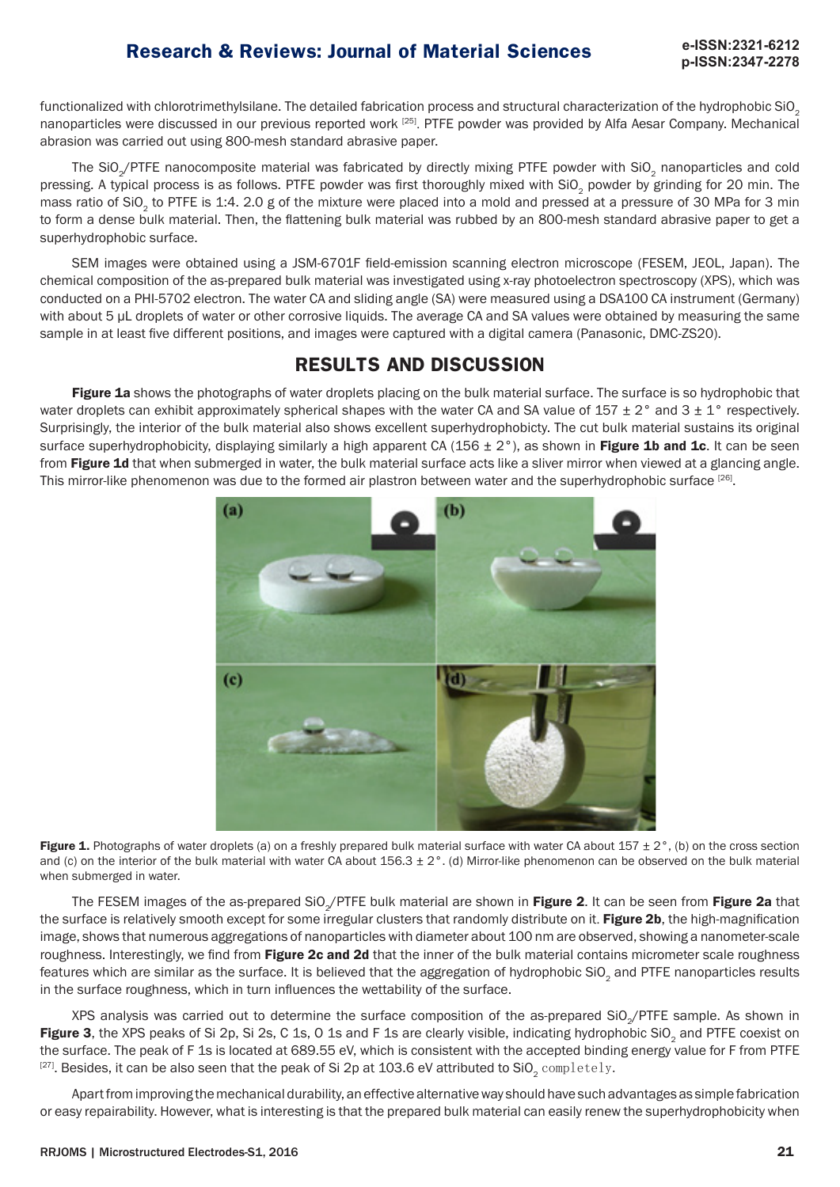functionalized with chlorotrimethylsilane. The detailed fabrication process and structural characterization of the hydrophobic $SiO_2$ nanoparticles were discussed in our previous reported work [25]. PTFE powder was provided by Alfa Aesar Company. Mechanical abrasion was carried out using 800-mesh standard abrasive paper.

The $SiO_2$/PTFE nanocomposite material was fabricated by directly mixing PTFE powder with $SiO_2$ nanoparticles and cold pressing. A typical process is as follows. PTFE powder was first thoroughly mixed with $SiO_2$ powder by grinding for 20 min. The mass ratio of $SiO_2$ to PTFE is 1:4. 2.0 g of the mixture were placed into a mold and pressed at a pressure of 30 MPa for 3 min to form a dense bulk material. Then, the flattening bulk material was rubbed by an 800-mesh standard abrasive paper to get a superhydrophobic surface.

SEM images were obtained using a JSM-6701F field-emission scanning electron microscope (FESEM, JEOL, Japan). The chemical composition of the as-prepared bulk material was investigated using x-ray photoelectron spectroscopy (XPS), which was conducted on a PHI-5702 electron. The water CA and sliding angle (SA) were measured using a DSA100 CA instrument (Germany) with about 5 μL droplets of water or other corrosive liquids. The average CA and SA values were obtained by measuring the same sample in at least five different positions, and images were captured with a digital camera (Panasonic, DMC-ZS20).

## RESULTS AND DISCUSSION

**Figure 1a** shows the photographs of water droplets placing on the bulk material surface. The surface is so hydrophobic that water droplets can exhibit approximately spherical shapes with the water CA and SA value of 157 ± 2° and 3 ± 1° respectively. Surprisingly, the interior of the bulk material also shows excellent superhydrophobicty. The cut bulk material sustains its original surface superhydrophobicity, displaying similarly a high apparent CA (156 ± 2°), as shown in **Figure 1b and 1c**. It can be seen from **Figure 1d** that when submerged in water, the bulk material surface acts like a sliver mirror when viewed at a glancing angle. This mirror-like phenomenon was due to the formed air plastron between water and the superhydrophobic surface [26].

**Figure 1.** Photographs of water droplets (a) on a freshly prepared bulk material surface with water CA about 157 ± 2°, (b) on the cross section and (c) on the interior of the bulk material with water CA about 156.3 ± 2°. (d) Mirror-like phenomenon can be observed on the bulk material when submerged in water.

The FESEM images of the as-prepared $SiO_2$/PTFE bulk material are shown in **Figure 2**. It can be seen from **Figure 2a** that the surface is relatively smooth except for some irregular clusters that randomly distribute on it. **Figure 2b**, the high-magnification image, shows that numerous aggregations of nanoparticles with diameter about 100 nm are observed, showing a nanometer-scale roughness. Interestingly, we find from **Figure 2c and 2d** that the inner of the bulk material contains micrometer scale roughness features which are similar as the surface. It is believed that the aggregation of hydrophobic $SiO_2$ and PTFE nanoparticles results in the surface roughness, which in turn influences the wettability of the surface.

XPS analysis was carried out to determine the surface composition of the as-prepared $SiO_2$/PTFE sample. As shown in **Figure 3**, the XPS peaks of Si 2p, Si 2s, C 1s, O 1s and F 1s are clearly visible, indicating hydrophobic $SiO_2$ and PTFE coexist on the surface. The peak of F 1s is located at 689.55 eV, which is consistent with the accepted binding energy value for F from PTFE [27]. Besides, it can be also seen that the peak of Si 2p at 103.6 eV attributed to $SiO_2$ completely.

Apart from improving the mechanical durability, an effective alternative way should have such advantages as simple fabrication or easy repairability. However, what is interesting is that the prepared bulk material can easily renew the superhydrophobicity when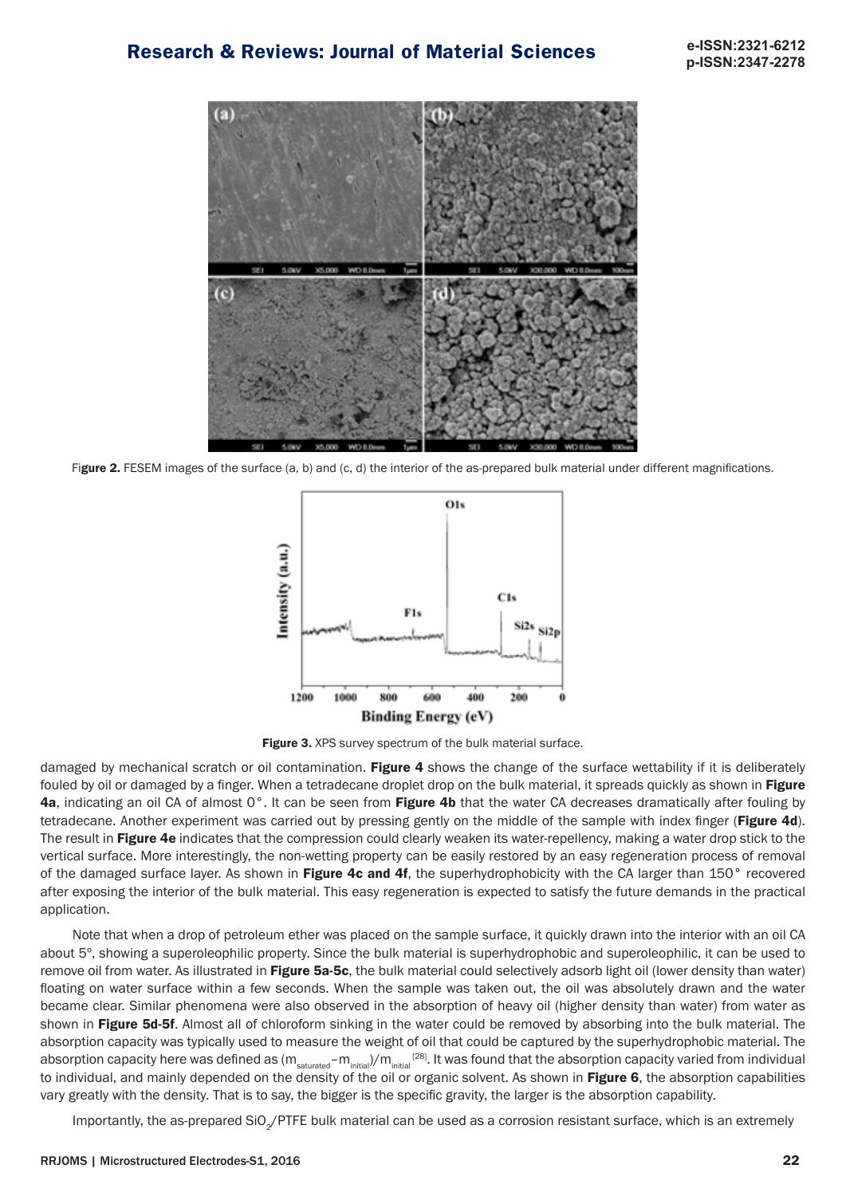Figure 2. FESEM images of the surface (a, b) and (c, d) the interior of the as-prepared bulk material under different magnifications.

Figure 3. XPS survey spectrum of the bulk material surface.

damaged by mechanical scratch or oil contamination. **Figure 4** shows the change of the surface wettability if it is deliberately fouled by oil or damaged by a finger. When a tetradecane droplet drop on the bulk material, it spreads quickly as shown in **Figure 4a**, indicating an oil CA of almost 0°. It can be seen from **Figure 4b** that the water CA decreases dramatically after fouling by tetradecane. Another experiment was carried out by pressing gently on the middle of the sample with index finger (**Figure 4d**). The result in **Figure 4e** indicates that the compression could clearly weaken its water-repellency, making a water drop stick to the vertical surface. More interestingly, the non-wetting property can be easily restored by an easy regeneration process of removal of the damaged surface layer. As shown in **Figure 4c and 4f**, the superhydrophobicity with the CA larger than 150° recovered after exposing the interior of the bulk material. This easy regeneration is expected to satisfy the future demands in the practical application.

Note that when a drop of petroleum ether was placed on the sample surface, it quickly drawn into the interior with an oil CA about 5°, showing a superoleophilic property. Since the bulk material is superhydrophobic and superoleophilic, it can be used to remove oil from water. As illustrated in **Figure 5a-5c**, the bulk material could selectively adsorb light oil (lower density than water) floating on water surface within a few seconds. When the sample was taken out, the oil was absolutely drawn and the water became clear. Similar phenomena were also observed in the absorption of heavy oil (higher density than water) from water as shown in **Figure 5d-5f**. Almost all of chloroform sinking in the water could be removed by absorbing into the bulk material. The absorption capacity was typically used to measure the weight of oil that could be captured by the superhydrophobic material. The absorption capacity here was defined as $(m_{saturated} - m_{initial})/m_{initial}$ [28]. It was found that the absorption capacity varied from individual to individual, and mainly depended on the density of the oil or organic solvent. As shown in **Figure 6**, the absorption capabilities vary greatly with the density. That is to say, the bigger is the specific gravity, the larger is the absorption capability.

Importantly, the as-prepared $SiO_2$/PTFE bulk material can be used as a corrosion resistant surface, which is an extremely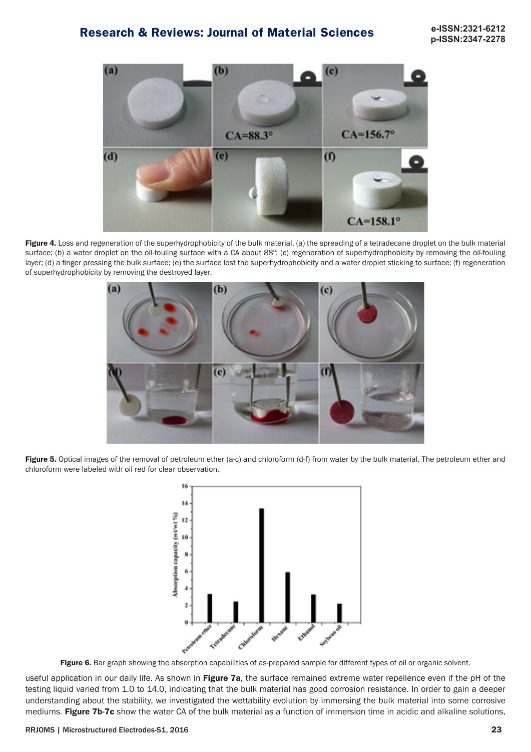**Figure 4.** Loss and regeneration of the superhydrophobicity of the bulk material. (a) the spreading of a tetradecane droplet on the bulk material surface; (b) a water droplet on the oil-fouling surface with a CA about 88°; (c) regeneration of superhydrophobicity by removing the oil-fouling layer; (d) a finger pressing the bulk surface; (e) the surface lost the superhydrophobicity and a water droplet sticking to surface; (f) regeneration of superhydrophobicity by removing the destroyed layer.

**Figure 5.** Optical images of the removal of petroleum ether (a-c) and chloroform (d-f) from water by the bulk material. The petroleum ether and chloroform were labeled with oil red for clear observation.

**Figure 6.** Bar graph showing the absorption capabilities of as-prepared sample for different types of oil or organic solvent.

useful application in our daily life. As shown in **Figure 7a**, the surface remained extreme water repellence even if the pH of the testing liquid varied from 1.0 to 14.0, indicating that the bulk material has good corrosion resistance. In order to gain a deeper understanding about the stability, we investigated the wettability evolution by immersing the bulk material into some corrosive mediums. **Figure 7b-7c** show the water CA of the bulk material as a function of immersion time in acidic and alkaline solutions,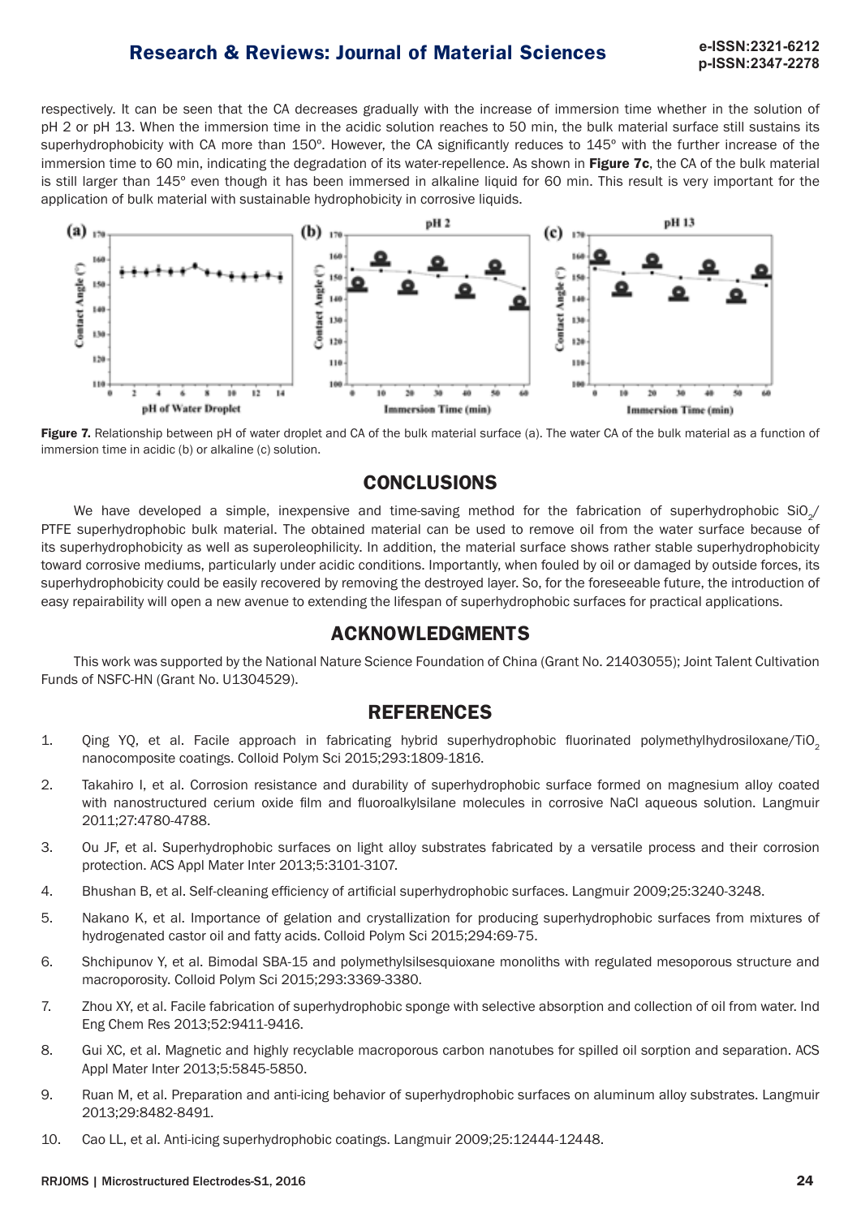respectively. It can be seen that the CA decreases gradually with the increase of immersion time whether in the solution of pH 2 or pH 13. When the immersion time in the acidic solution reaches to 50 min, the bulk material surface still sustains its superhydrophobicity with CA more than 150°. However, the CA significantly reduces to 145° with the further increase of the immersion time to 60 min, indicating the degradation of its water-repellence. As shown in **Figure 7c**, the CA of the bulk material is still larger than 145° even though it has been immersed in alkaline liquid for 60 min. This result is very important for the application of bulk material with sustainable hydrophobicity in corrosive liquids.

**Figure 7.** Relationship between pH of water droplet and CA of the bulk material surface (a). The water CA of the bulk material as a function of immersion time in acidic (b) or alkaline (c) solution.

## CONCLUSIONS

We have developed a simple, inexpensive and time-saving method for the fabrication of superhydrophobic $SiO_2$/PTFE superhydrophobic bulk material. The obtained material can be used to remove oil from the water surface because of its superhydrophobicity as well as superoleophilicity. In addition, the material surface shows rather stable superhydrophobicity toward corrosive mediums, particularly under acidic conditions. Importantly, when fouled by oil or damaged by outside forces, its superhydrophobicity could be easily recovered by removing the destroyed layer. So, for the foreseeable future, the introduction of easy repairability will open a new avenue to extending the lifespan of superhydrophobic surfaces for practical applications.

## ACKNOWLEDGMENTS

This work was supported by the National Nature Science Foundation of China (Grant No. 21403055); Joint Talent Cultivation Funds of NSFC-HN (Grant No. U1304529).

## REFERENCES

1. Qing YQ, et al. Facile approach in fabricating hybrid superhydrophobic fluorinated polymethylhydrosiloxane/$TiO_2$ nanocomposite coatings. Colloid Polym Sci 2015;293:1809-1816.
2. Takahiro I, et al. Corrosion resistance and durability of superhydrophobic surface formed on magnesium alloy coated with nanostructured cerium oxide film and fluoroalkylsilane molecules in corrosive NaCl aqueous solution. Langmuir 2011;27:4780-4788.
3. Ou JF, et al. Superhydrophobic surfaces on light alloy substrates fabricated by a versatile process and their corrosion protection. ACS Appl Mater Inter 2013;5:3101-3107.
4. Bhushan B, et al. Self-cleaning efficiency of artificial superhydrophobic surfaces. Langmuir 2009;25:3240-3248.
5. Nakano K, et al. Importance of gelation and crystallization for producing superhydrophobic surfaces from mixtures of hydrogenated castor oil and fatty acids. Colloid Polym Sci 2015;294:69-75.
6. Shchipunov Y, et al. Bimodal SBA-15 and polymethylsilsesquioxane monoliths with regulated mesoporous structure and macroporosity. Colloid Polym Sci 2015;293:3369-3380.
7. Zhou XY, et al. Facile fabrication of superhydrophobic sponge with selective absorption and collection of oil from water. Ind Eng Chem Res 2013;52:9411-9416.
8. Gui XC, et al. Magnetic and highly recyclable macroporous carbon nanotubes for spilled oil sorption and separation. ACS Appl Mater Inter 2013;5:5845-5850.
9. Ruan M, et al. Preparation and anti-icing behavior of superhydrophobic surfaces on aluminum alloy substrates. Langmuir 2013;29:8482-8491.
10. Cao LL, et al. Anti-icing superhydrophobic coatings. Langmuir 2009;25:12444-12448.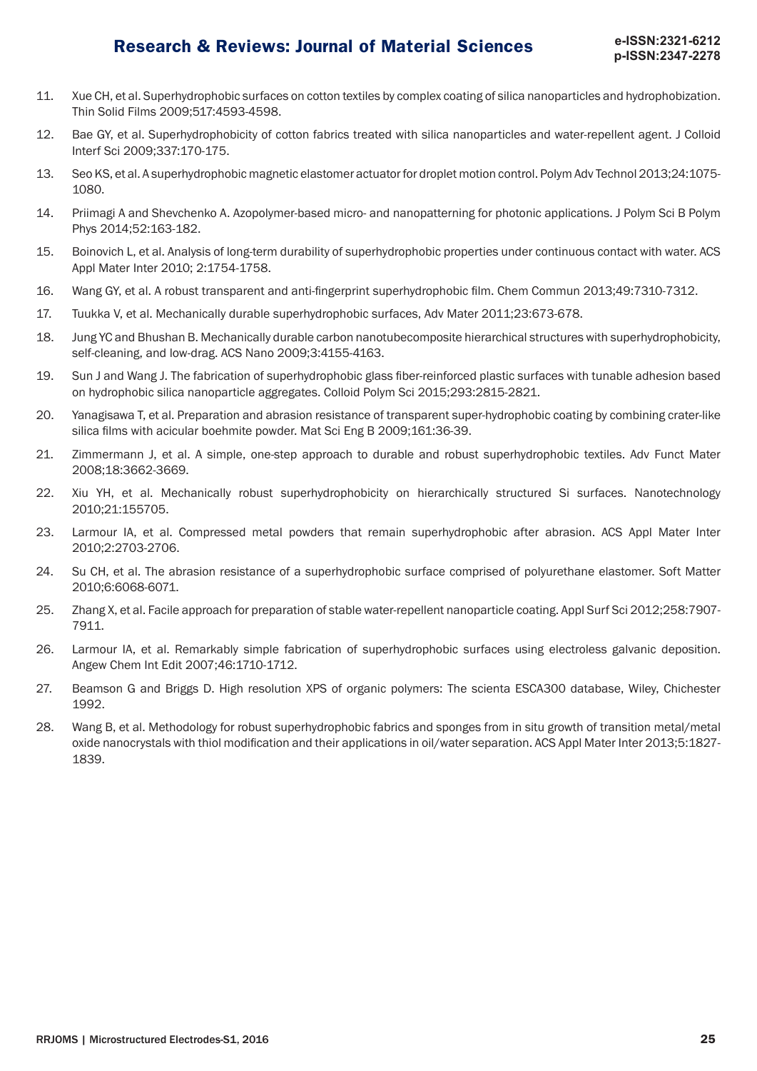11. Xue CH, et al. Superhydrophobic surfaces on cotton textiles by complex coating of silica nanoparticles and hydrophobization. Thin Solid Films 2009;517:4593-4598.

12. Bae GY, et al. Superhydrophobicity of cotton fabrics treated with silica nanoparticles and water-repellent agent. J Colloid Interf Sci 2009;337:170-175.

13. Seo KS, et al. A superhydrophobic magnetic elastomer actuator for droplet motion control. Polym Adv Technol 2013;24:1075-1080.

14. Priimagi A and Shevchenko A. Azopolymer-based micro- and nanopatterning for photonic applications. J Polym Sci B Polym Phys 2014;52:163-182.

15. Boinovich L, et al. Analysis of long-term durability of superhydrophobic properties under continuous contact with water. ACS Appl Mater Inter 2010; 2:1754-1758.

16. Wang GY, et al. A robust transparent and anti-fingerprint superhydrophobic film. Chem Commun 2013;49:7310-7312.

17. Tuukka V, et al. Mechanically durable superhydrophobic surfaces, Adv Mater 2011;23:673-678.

18. Jung YC and Bhushan B. Mechanically durable carbon nanotubecomposite hierarchical structures with superhydrophobicity, self-cleaning, and low-drag. ACS Nano 2009;3:4155-4163.

19. Sun J and Wang J. The fabrication of superhydrophobic glass fiber-reinforced plastic surfaces with tunable adhesion based on hydrophobic silica nanoparticle aggregates. Colloid Polym Sci 2015;293:2815-2821.

20. Yanagisawa T, et al. Preparation and abrasion resistance of transparent super-hydrophobic coating by combining crater-like silica films with acicular boehmite powder. Mat Sci Eng B 2009;161:36-39.

21. Zimmermann J, et al. A simple, one-step approach to durable and robust superhydrophobic textiles. Adv Funct Mater 2008;18:3662-3669.

22. Xiu YH, et al. Mechanically robust superhydrophobicity on hierarchically structured Si surfaces. Nanotechnology 2010;21:155705.

23. Larmour IA, et al. Compressed metal powders that remain superhydrophobic after abrasion. ACS Appl Mater Inter 2010;2:2703-2706.

24. Su CH, et al. The abrasion resistance of a superhydrophobic surface comprised of polyurethane elastomer. Soft Matter 2010;6:6068-6071.

25. Zhang X, et al. Facile approach for preparation of stable water-repellent nanoparticle coating. Appl Surf Sci 2012;258:7907-7911.

26. Larmour IA, et al. Remarkably simple fabrication of superhydrophobic surfaces using electroless galvanic deposition. Angew Chem Int Edit 2007;46:1710-1712.

27. Beamson G and Briggs D. High resolution XPS of organic polymers: The scienta ESCA300 database, Wiley, Chichester 1992.

28. Wang B, et al. Methodology for robust superhydrophobic fabrics and sponges from in situ growth of transition metal/metal oxide nanocrystals with thiol modification and their applications in oil/water separation. ACS Appl Mater Inter 2013;5:1827-1839.